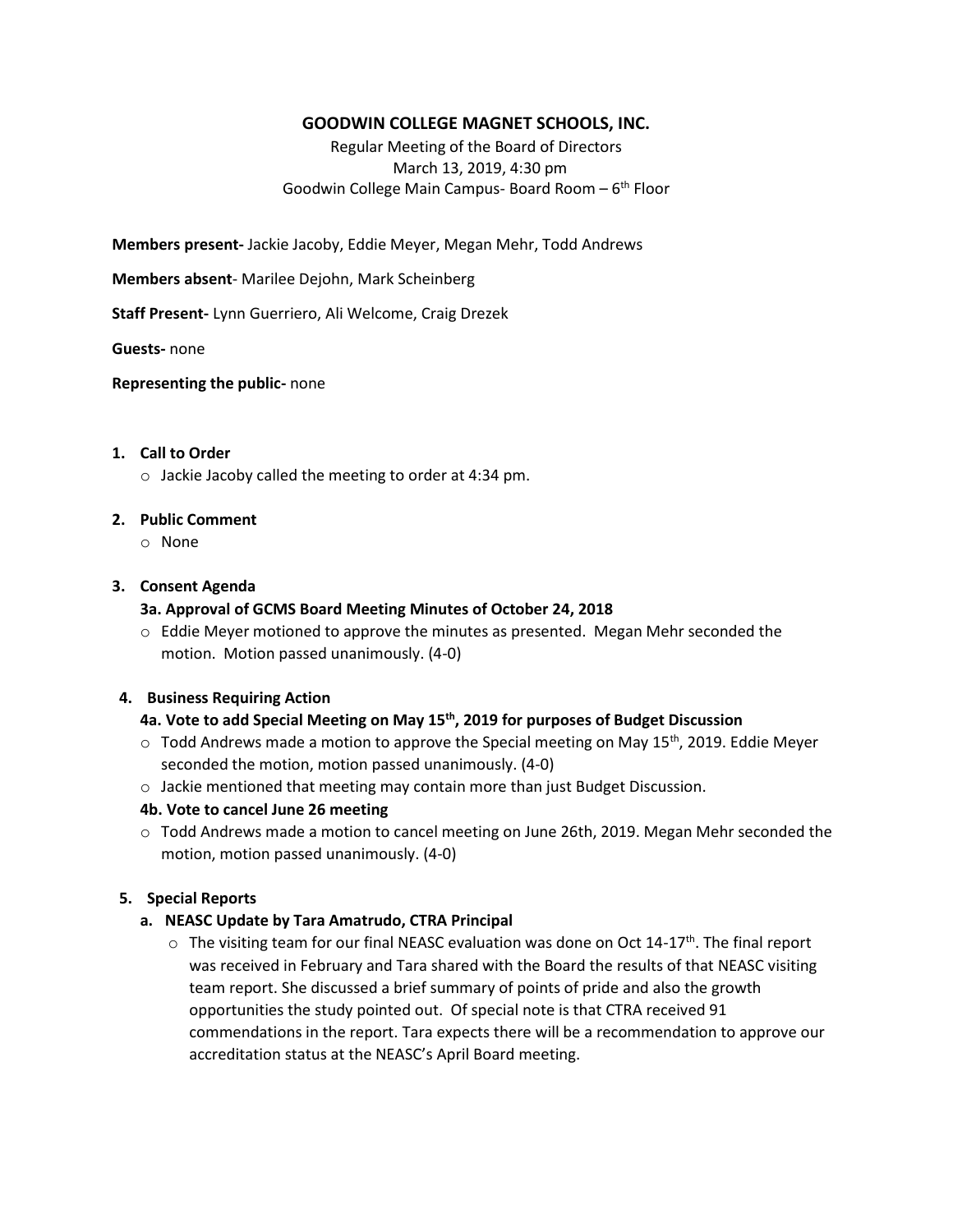# GOODWIN COLLEGE MAGNET SCHOOLS, INC.

Regular Meeting of the Board of Directors
March 13, 2019, 4:30 pm
Goodwin College Main Campus- Board Room – 6th Floor

**Members present-** Jackie Jacoby, Eddie Meyer, Megan Mehr, Todd Andrews

**Members absent**- Marilee Dejohn, Mark Scheinberg

**Staff Present-** Lynn Guerriero, Ali Welcome, Craig Drezek

**Guests-** none

**Representing the public-** none

1. **Call to Order**
   - Jackie Jacoby called the meeting to order at 4:34 pm.

2. **Public Comment**
   - None

3. **Consent Agenda**

   **3a. Approval of GCMS Board Meeting Minutes of October 24, 2018**
   - Eddie Meyer motioned to approve the minutes as presented. Megan Mehr seconded the motion. Motion passed unanimously. (4-0)

4. **Business Requiring Action**

   **4a. Vote to add Special Meeting on May 15th, 2019 for purposes of Budget Discussion**
   - Todd Andrews made a motion to approve the Special meeting on May 15th, 2019. Eddie Meyer seconded the motion, motion passed unanimously. (4-0)
   - Jackie mentioned that meeting may contain more than just Budget Discussion.

   **4b. Vote to cancel June 26 meeting**
   - Todd Andrews made a motion to cancel meeting on June 26th, 2019. Megan Mehr seconded the motion, motion passed unanimously. (4-0)

5. **Special Reports**

   **a. NEASC Update by Tara Amatrudo, CTRA Principal**
   - The visiting team for our final NEASC evaluation was done on Oct 14-17th. The final report was received in February and Tara shared with the Board the results of that NEASC visiting team report. She discussed a brief summary of points of pride and also the growth opportunities the study pointed out. Of special note is that CTRA received 91 commendations in the report. Tara expects there will be a recommendation to approve our accreditation status at the NEASC's April Board meeting.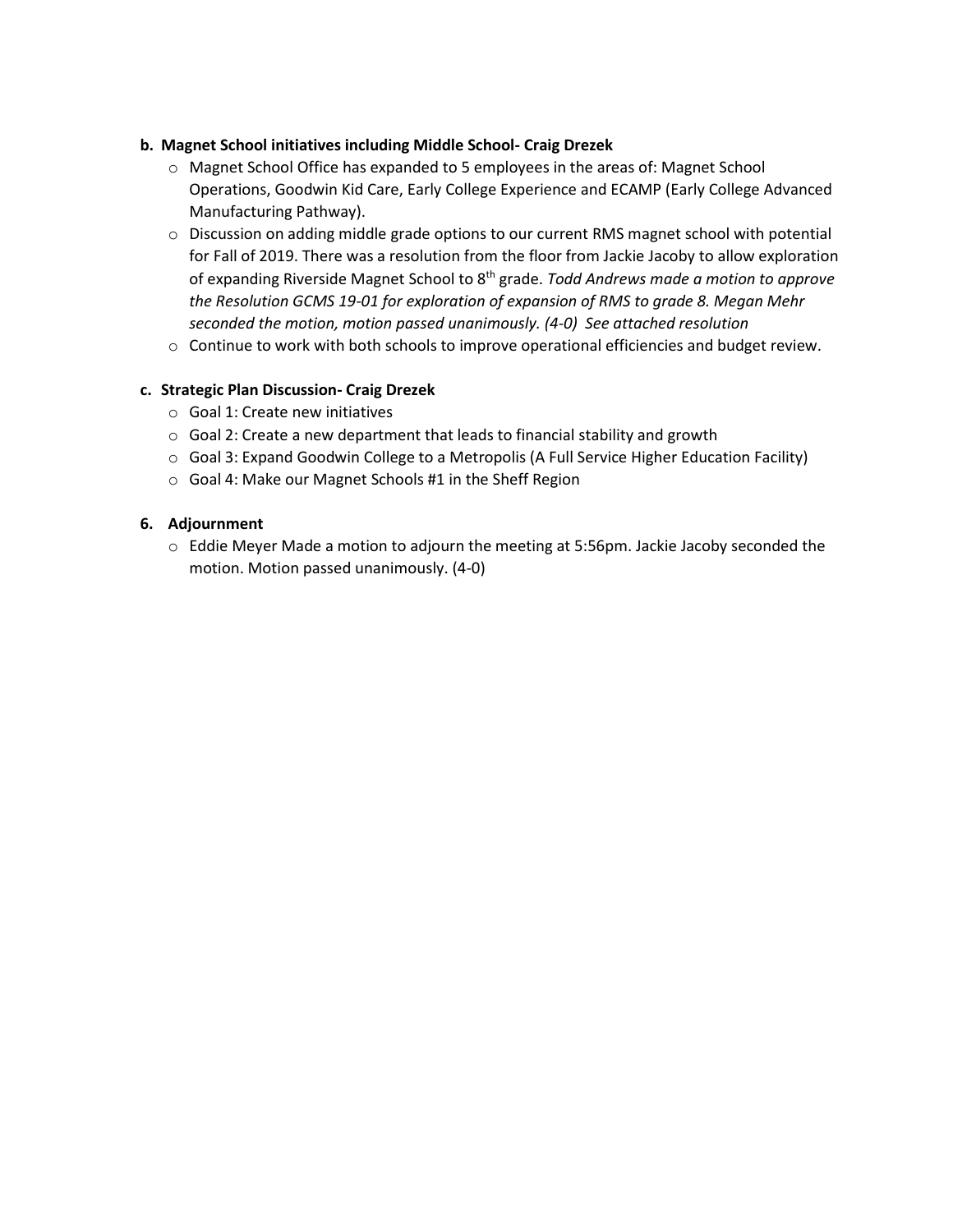**b. Magnet School initiatives including Middle School- Craig Drezek**

- Magnet School Office has expanded to 5 employees in the areas of: Magnet School Operations, Goodwin Kid Care, Early College Experience and ECAMP (Early College Advanced Manufacturing Pathway).
- Discussion on adding middle grade options to our current RMS magnet school with potential for Fall of 2019. There was a resolution from the floor from Jackie Jacoby to allow exploration of expanding Riverside Magnet School to 8th grade. *Todd Andrews made a motion to approve the Resolution GCMS 19-01 for exploration of expansion of RMS to grade 8. Megan Mehr seconded the motion, motion passed unanimously. (4-0) See attached resolution*
- Continue to work with both schools to improve operational efficiencies and budget review.

**c. Strategic Plan Discussion- Craig Drezek**

- Goal 1: Create new initiatives
- Goal 2: Create a new department that leads to financial stability and growth
- Goal 3: Expand Goodwin College to a Metropolis (A Full Service Higher Education Facility)
- Goal 4: Make our Magnet Schools #1 in the Sheff Region

**6. Adjournment**

- Eddie Meyer Made a motion to adjourn the meeting at 5:56pm. Jackie Jacoby seconded the motion. Motion passed unanimously. (4-0)